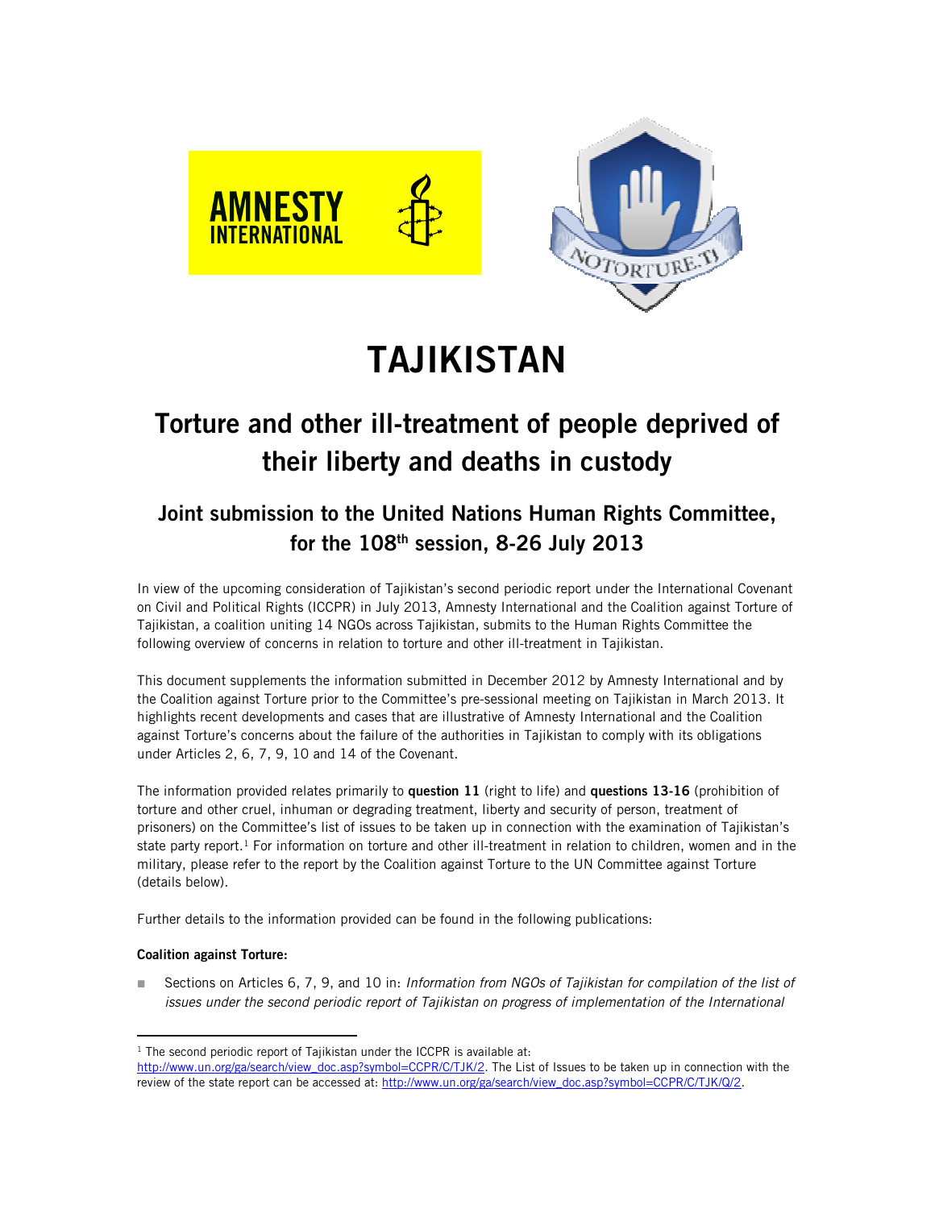# TAJIKISTAN

## Torture and other ill-treatment of people deprived of their liberty and deaths in custody

### Joint submission to the United Nations Human Rights Committee, for the 108th session, 8-26 July 2013

In view of the upcoming consideration of Tajikistan's second periodic report under the International Covenant on Civil and Political Rights (ICCPR) in July 2013, Amnesty International and the Coalition against Torture of Tajikistan, a coalition uniting 14 NGOs across Tajikistan, submits to the Human Rights Committee the following overview of concerns in relation to torture and other ill-treatment in Tajikistan.

This document supplements the information submitted in December 2012 by Amnesty International and by the Coalition against Torture prior to the Committee's pre-sessional meeting on Tajikistan in March 2013. It highlights recent developments and cases that are illustrative of Amnesty International and the Coalition against Torture's concerns about the failure of the authorities in Tajikistan to comply with its obligations under Articles 2, 6, 7, 9, 10 and 14 of the Covenant.

The information provided relates primarily to **question 11** (right to life) and **questions 13-16** (prohibition of torture and other cruel, inhuman or degrading treatment, liberty and security of person, treatment of prisoners) on the Committee's list of issues to be taken up in connection with the examination of Tajikistan's state party report.[1] For information on torture and other ill-treatment in relation to children, women and in the military, please refer to the report by the Coalition against Torture to the UN Committee against Torture (details below).

Further details to the information provided can be found in the following publications:

**Coalition against Torture:**

- Sections on Articles 6, 7, 9, and 10 in: *Information from NGOs of Tajikistan for compilation of the list of issues under the second periodic report of Tajikistan on progress of implementation of the International*

---

[1] The second periodic report of Tajikistan under the ICCPR is available at: http://www.un.org/ga/search/view_doc.asp?symbol=CCPR/C/TJK/2. The List of Issues to be taken up in connection with the review of the state report can be accessed at: http://www.un.org/ga/search/view_doc.asp?symbol=CCPR/C/TJK/Q/2.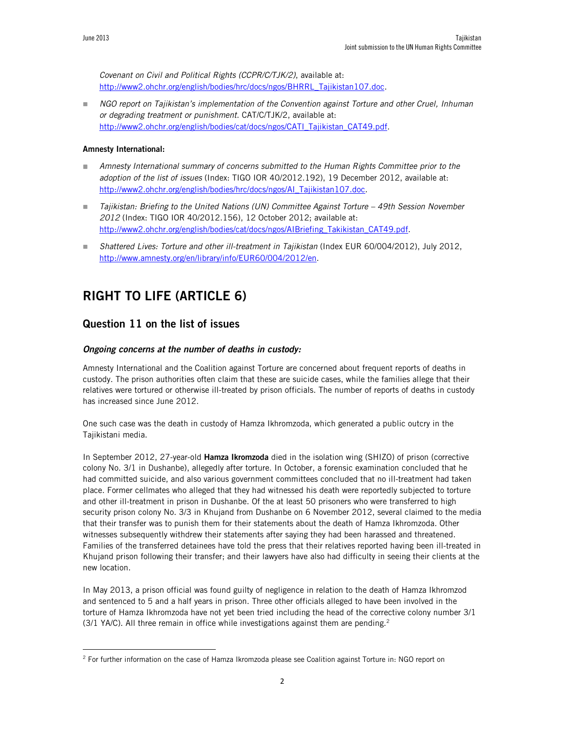*Covenant on Civil and Political Rights (CCPR/C/TJK/2)*, available at: http://www2.ohchr.org/english/bodies/hrc/docs/ngos/BHRRL_Tajikistan107.doc.

- *NGO report on Tajikistan's implementation of the Convention against Torture and other Cruel, Inhuman or degrading treatment or punishment*. CAT/C/TJK/2, available at: http://www2.ohchr.org/english/bodies/cat/docs/ngos/CATI_Tajikistan_CAT49.pdf.

**Amnesty International:**

- *Amnesty International summary of concerns submitted to the Human Rights Committee prior to the adoption of the list of issues* (Index: TIGO IOR 40/2012.192), 19 December 2012, available at: http://www2.ohchr.org/english/bodies/hrc/docs/ngos/AI_Tajikistan107.doc.
- *Tajikistan: Briefing to the United Nations (UN) Committee Against Torture – 49th Session November 2012* (Index: TIGO IOR 40/2012.156), 12 October 2012; available at: http://www2.ohchr.org/english/bodies/cat/docs/ngos/AIBriefing_Takikistan_CAT49.pdf.
- *Shattered Lives: Torture and other ill-treatment in Tajikistan* (Index EUR 60/004/2012), July 2012, http://www.amnesty.org/en/library/info/EUR60/004/2012/en.

# RIGHT TO LIFE (ARTICLE 6)

## Question 11 on the list of issues

### *Ongoing concerns at the number of deaths in custody:*

Amnesty International and the Coalition against Torture are concerned about frequent reports of deaths in custody. The prison authorities often claim that these are suicide cases, while the families allege that their relatives were tortured or otherwise ill-treated by prison officials. The number of reports of deaths in custody has increased since June 2012.

One such case was the death in custody of Hamza Ikhromzoda, which generated a public outcry in the Tajikistani media.

In September 2012, 27-year-old **Hamza Ikromzoda** died in the isolation wing (SHIZO) of prison (corrective colony No. 3/1 in Dushanbe), allegedly after torture. In October, a forensic examination concluded that he had committed suicide, and also various government committees concluded that no ill-treatment had taken place. Former cellmates who alleged that they had witnessed his death were reportedly subjected to torture and other ill-treatment in prison in Dushanbe. Of the at least 50 prisoners who were transferred to high security prison colony No. 3/3 in Khujand from Dushanbe on 6 November 2012, several claimed to the media that their transfer was to punish them for their statements about the death of Hamza Ikhromzoda. Other witnesses subsequently withdrew their statements after saying they had been harassed and threatened. Families of the transferred detainees have told the press that their relatives reported having been ill-treated in Khujand prison following their transfer; and their lawyers have also had difficulty in seeing their clients at the new location.

In May 2013, a prison official was found guilty of negligence in relation to the death of Hamza Ikhromzod and sentenced to 5 and a half years in prison. Three other officials alleged to have been involved in the torture of Hamza Ikhromzoda have not yet been tried including the head of the corrective colony number 3/1 (3/1 YA/C). All three remain in office while investigations against them are pending.[2]

---

[2] For further information on the case of Hamza Ikromzoda please see Coalition against Torture in: NGO report on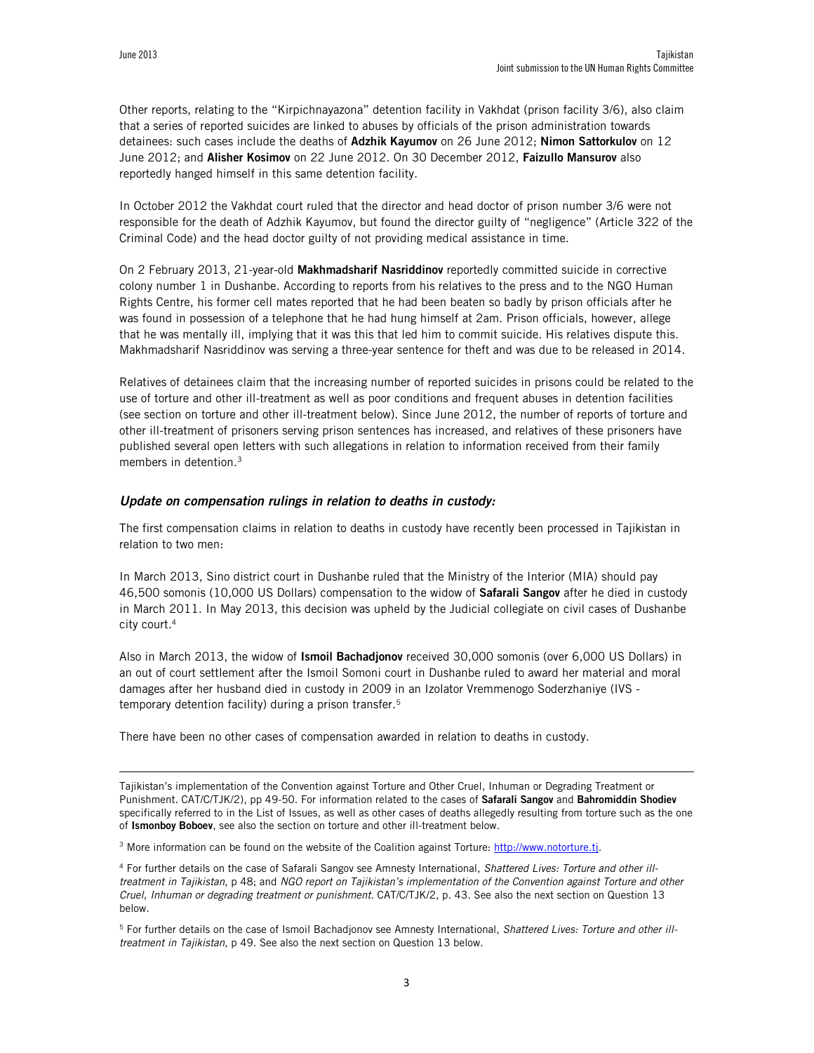Other reports, relating to the "Kirpichnayazona" detention facility in Vakhdat (prison facility 3/6), also claim that a series of reported suicides are linked to abuses by officials of the prison administration towards detainees: such cases include the deaths of **Adzhik Kayumov** on 26 June 2012; **Nimon Sattorkulov** on 12 June 2012; and **Alisher Kosimov** on 22 June 2012. On 30 December 2012, **Faizullo Mansurov** also reportedly hanged himself in this same detention facility.

In October 2012 the Vakhdat court ruled that the director and head doctor of prison number 3/6 were not responsible for the death of Adzhik Kayumov, but found the director guilty of "negligence" (Article 322 of the Criminal Code) and the head doctor guilty of not providing medical assistance in time.

On 2 February 2013, 21-year-old **Makhmadsharif Nasriddinov** reportedly committed suicide in corrective colony number 1 in Dushanbe. According to reports from his relatives to the press and to the NGO Human Rights Centre, his former cell mates reported that he had been beaten so badly by prison officials after he was found in possession of a telephone that he had hung himself at 2am. Prison officials, however, allege that he was mentally ill, implying that it was this that led him to commit suicide. His relatives dispute this. Makhmadsharif Nasriddinov was serving a three-year sentence for theft and was due to be released in 2014.

Relatives of detainees claim that the increasing number of reported suicides in prisons could be related to the use of torture and other ill-treatment as well as poor conditions and frequent abuses in detention facilities (see section on torture and other ill-treatment below). Since June 2012, the number of reports of torture and other ill-treatment of prisoners serving prison sentences has increased, and relatives of these prisoners have published several open letters with such allegations in relation to information received from their family members in detention.[3]

### *Update on compensation rulings in relation to deaths in custody:*

The first compensation claims in relation to deaths in custody have recently been processed in Tajikistan in relation to two men:

In March 2013, Sino district court in Dushanbe ruled that the Ministry of the Interior (MIA) should pay 46,500 somonis (10,000 US Dollars) compensation to the widow of **Safarali Sangov** after he died in custody in March 2011. In May 2013, this decision was upheld by the Judicial collegiate on civil cases of Dushanbe city court.[4]

Also in March 2013, the widow of **Ismoil Bachadjonov** received 30,000 somonis (over 6,000 US Dollars) in an out of court settlement after the Ismoil Somoni court in Dushanbe ruled to award her material and moral damages after her husband died in custody in 2009 in an Izolator Vremmenogo Soderzhaniye (IVS - temporary detention facility) during a prison transfer.[5]

There have been no other cases of compensation awarded in relation to deaths in custody.

---

Tajikistan's implementation of the Convention against Torture and Other Cruel, Inhuman or Degrading Treatment or Punishment. CAT/C/TJK/2), pp 49-50. For information related to the cases of **Safarali Sangov** and **Bahromiddin Shodiev** specifically referred to in the List of Issues, as well as other cases of deaths allegedly resulting from torture such as the one of **Ismonboy Boboev**, see also the section on torture and other ill-treatment below.

[3] More information can be found on the website of the Coalition against Torture: http://www.notorture.tj.

[4] For further details on the case of Safarali Sangov see Amnesty International, *Shattered Lives: Torture and other ill-treatment in Tajikistan*, p 48; and *NGO report on Tajikistan's implementation of the Convention against Torture and other Cruel, Inhuman or degrading treatment or punishment*. CAT/C/TJK/2, p. 43. See also the next section on Question 13 below.

[5] For further details on the case of Ismoil Bachadjonov see Amnesty International, *Shattered Lives: Torture and other ill-treatment in Tajikistan*, p 49. See also the next section on Question 13 below.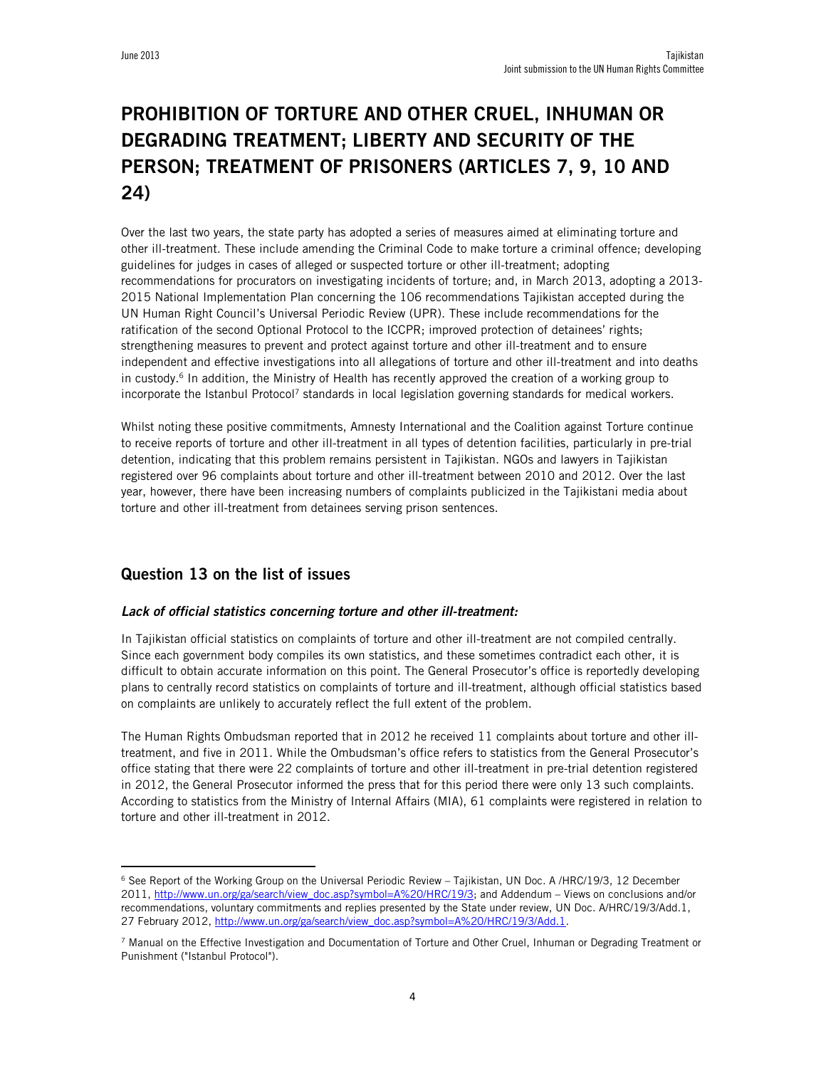# PROHIBITION OF TORTURE AND OTHER CRUEL, INHUMAN OR DEGRADING TREATMENT; LIBERTY AND SECURITY OF THE PERSON; TREATMENT OF PRISONERS (ARTICLES 7, 9, 10 AND 24)

Over the last two years, the state party has adopted a series of measures aimed at eliminating torture and other ill-treatment. These include amending the Criminal Code to make torture a criminal offence; developing guidelines for judges in cases of alleged or suspected torture or other ill-treatment; adopting recommendations for procurators on investigating incidents of torture; and, in March 2013, adopting a 2013-2015 National Implementation Plan concerning the 106 recommendations Tajikistan accepted during the UN Human Right Council's Universal Periodic Review (UPR). These include recommendations for the ratification of the second Optional Protocol to the ICCPR; improved protection of detainees' rights; strengthening measures to prevent and protect against torture and other ill-treatment and to ensure independent and effective investigations into all allegations of torture and other ill-treatment and into deaths in custody.[6] In addition, the Ministry of Health has recently approved the creation of a working group to incorporate the Istanbul Protocol[7] standards in local legislation governing standards for medical workers.

Whilst noting these positive commitments, Amnesty International and the Coalition against Torture continue to receive reports of torture and other ill-treatment in all types of detention facilities, particularly in pre-trial detention, indicating that this problem remains persistent in Tajikistan. NGOs and lawyers in Tajikistan registered over 96 complaints about torture and other ill-treatment between 2010 and 2012. Over the last year, however, there have been increasing numbers of complaints publicized in the Tajikistani media about torture and other ill-treatment from detainees serving prison sentences.

## Question 13 on the list of issues

### *Lack of official statistics concerning torture and other ill-treatment:*

In Tajikistan official statistics on complaints of torture and other ill-treatment are not compiled centrally. Since each government body compiles its own statistics, and these sometimes contradict each other, it is difficult to obtain accurate information on this point. The General Prosecutor's office is reportedly developing plans to centrally record statistics on complaints of torture and ill-treatment, although official statistics based on complaints are unlikely to accurately reflect the full extent of the problem.

The Human Rights Ombudsman reported that in 2012 he received 11 complaints about torture and other ill-treatment, and five in 2011. While the Ombudsman's office refers to statistics from the General Prosecutor's office stating that there were 22 complaints of torture and other ill-treatment in pre-trial detention registered in 2012, the General Prosecutor informed the press that for this period there were only 13 such complaints. According to statistics from the Ministry of Internal Affairs (MIA), 61 complaints were registered in relation to torture and other ill-treatment in 2012.

---

[6] See Report of the Working Group on the Universal Periodic Review – Tajikistan, UN Doc. A /HRC/19/3, 12 December 2011, http://www.un.org/ga/search/view_doc.asp?symbol=A%20/HRC/19/3; and Addendum – Views on conclusions and/or recommendations, voluntary commitments and replies presented by the State under review, UN Doc. A/HRC/19/3/Add.1, 27 February 2012, http://www.un.org/ga/search/view_doc.asp?symbol=A%20/HRC/19/3/Add.1.

[7] Manual on the Effective Investigation and Documentation of Torture and Other Cruel, Inhuman or Degrading Treatment or Punishment ("Istanbul Protocol").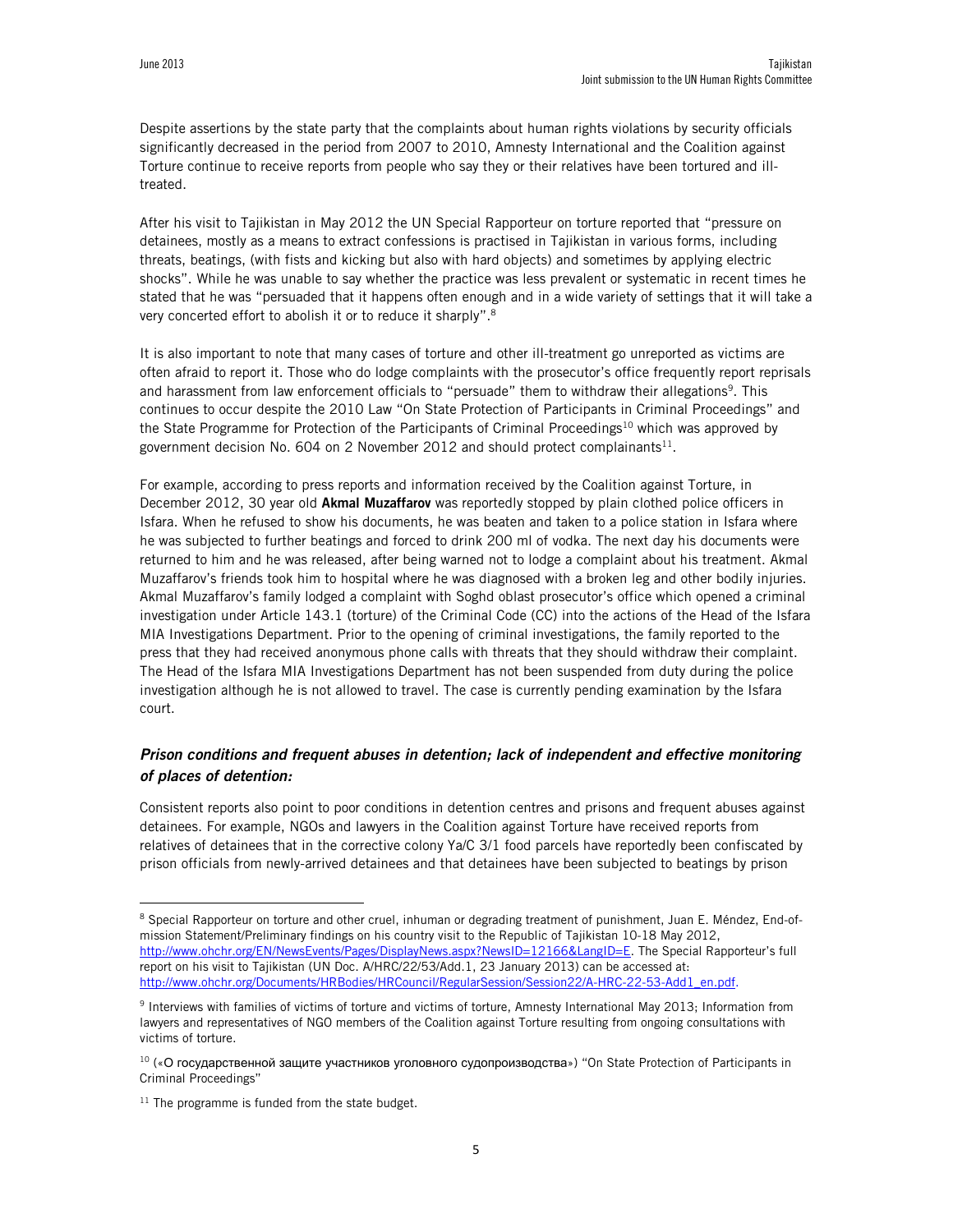Despite assertions by the state party that the complaints about human rights violations by security officials significantly decreased in the period from 2007 to 2010, Amnesty International and the Coalition against Torture continue to receive reports from people who say they or their relatives have been tortured and ill-treated.

After his visit to Tajikistan in May 2012 the UN Special Rapporteur on torture reported that "pressure on detainees, mostly as a means to extract confessions is practised in Tajikistan in various forms, including threats, beatings, (with fists and kicking but also with hard objects) and sometimes by applying electric shocks". While he was unable to say whether the practice was less prevalent or systematic in recent times he stated that he was "persuaded that it happens often enough and in a wide variety of settings that it will take a very concerted effort to abolish it or to reduce it sharply".[8]

It is also important to note that many cases of torture and other ill-treatment go unreported as victims are often afraid to report it. Those who do lodge complaints with the prosecutor's office frequently report reprisals and harassment from law enforcement officials to "persuade" them to withdraw their allegations[9]. This continues to occur despite the 2010 Law "On State Protection of Participants in Criminal Proceedings" and the State Programme for Protection of the Participants of Criminal Proceedings[10] which was approved by government decision No. 604 on 2 November 2012 and should protect complainants[11].

For example, according to press reports and information received by the Coalition against Torture, in December 2012, 30 year old **Akmal Muzaffarov** was reportedly stopped by plain clothed police officers in Isfara. When he refused to show his documents, he was beaten and taken to a police station in Isfara where he was subjected to further beatings and forced to drink 200 ml of vodka. The next day his documents were returned to him and he was released, after being warned not to lodge a complaint about his treatment. Akmal Muzaffarov's friends took him to hospital where he was diagnosed with a broken leg and other bodily injuries. Akmal Muzaffarov's family lodged a complaint with Soghd oblast prosecutor's office which opened a criminal investigation under Article 143.1 (torture) of the Criminal Code (CC) into the actions of the Head of the Isfara MIA Investigations Department. Prior to the opening of criminal investigations, the family reported to the press that they had received anonymous phone calls with threats that they should withdraw their complaint. The Head of the Isfara MIA Investigations Department has not been suspended from duty during the police investigation although he is not allowed to travel. The case is currently pending examination by the Isfara court.

### *Prison conditions and frequent abuses in detention; lack of independent and effective monitoring of places of detention:*

Consistent reports also point to poor conditions in detention centres and prisons and frequent abuses against detainees. For example, NGOs and lawyers in the Coalition against Torture have received reports from relatives of detainees that in the corrective colony Ya/C 3/1 food parcels have reportedly been confiscated by prison officials from newly-arrived detainees and that detainees have been subjected to beatings by prison

---

[8] Special Rapporteur on torture and other cruel, inhuman or degrading treatment of punishment, Juan E. Méndez, End-of-mission Statement/Preliminary findings on his country visit to the Republic of Tajikistan 10-18 May 2012, http://www.ohchr.org/EN/NewsEvents/Pages/DisplayNews.aspx?NewsID=12166&LangID=E. The Special Rapporteur's full report on his visit to Tajikistan (UN Doc. A/HRC/22/53/Add.1, 23 January 2013) can be accessed at: http://www.ohchr.org/Documents/HRBodies/HRCouncil/RegularSession/Session22/A-HRC-22-53-Add1_en.pdf.

[9] Interviews with families of victims of torture and victims of torture, Amnesty International May 2013; Information from lawyers and representatives of NGO members of the Coalition against Torture resulting from ongoing consultations with victims of torture.

[10] («О государственной защите участников уголовного судопроизводства») "On State Protection of Participants in Criminal Proceedings"

[11] The programme is funded from the state budget.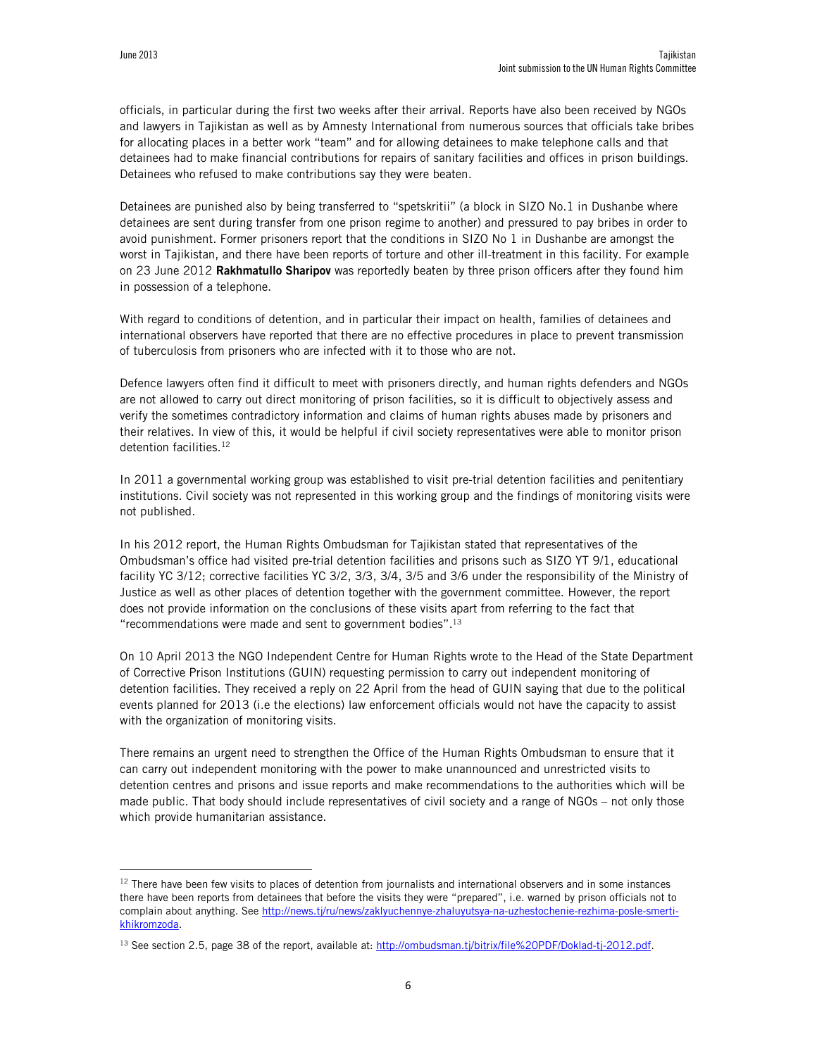officials, in particular during the first two weeks after their arrival. Reports have also been received by NGOs and lawyers in Tajikistan as well as by Amnesty International from numerous sources that officials take bribes for allocating places in a better work "team" and for allowing detainees to make telephone calls and that detainees had to make financial contributions for repairs of sanitary facilities and offices in prison buildings. Detainees who refused to make contributions say they were beaten.

Detainees are punished also by being transferred to "spetskritii" (a block in SIZO No.1 in Dushanbe where detainees are sent during transfer from one prison regime to another) and pressured to pay bribes in order to avoid punishment. Former prisoners report that the conditions in SIZO No 1 in Dushanbe are amongst the worst in Tajikistan, and there have been reports of torture and other ill-treatment in this facility. For example on 23 June 2012 **Rakhmatullo Sharipov** was reportedly beaten by three prison officers after they found him in possession of a telephone.

With regard to conditions of detention, and in particular their impact on health, families of detainees and international observers have reported that there are no effective procedures in place to prevent transmission of tuberculosis from prisoners who are infected with it to those who are not.

Defence lawyers often find it difficult to meet with prisoners directly, and human rights defenders and NGOs are not allowed to carry out direct monitoring of prison facilities, so it is difficult to objectively assess and verify the sometimes contradictory information and claims of human rights abuses made by prisoners and their relatives. In view of this, it would be helpful if civil society representatives were able to monitor prison detention facilities.[12]

In 2011 a governmental working group was established to visit pre-trial detention facilities and penitentiary institutions. Civil society was not represented in this working group and the findings of monitoring visits were not published.

In his 2012 report, the Human Rights Ombudsman for Tajikistan stated that representatives of the Ombudsman's office had visited pre-trial detention facilities and prisons such as SIZO YT 9/1, educational facility YC 3/12; corrective facilities YC 3/2, 3/3, 3/4, 3/5 and 3/6 under the responsibility of the Ministry of Justice as well as other places of detention together with the government committee. However, the report does not provide information on the conclusions of these visits apart from referring to the fact that "recommendations were made and sent to government bodies".[13]

On 10 April 2013 the NGO Independent Centre for Human Rights wrote to the Head of the State Department of Corrective Prison Institutions (GUIN) requesting permission to carry out independent monitoring of detention facilities. They received a reply on 22 April from the head of GUIN saying that due to the political events planned for 2013 (i.e the elections) law enforcement officials would not have the capacity to assist with the organization of monitoring visits.

There remains an urgent need to strengthen the Office of the Human Rights Ombudsman to ensure that it can carry out independent monitoring with the power to make unannounced and unrestricted visits to detention centres and prisons and issue reports and make recommendations to the authorities which will be made public. That body should include representatives of civil society and a range of NGOs – not only those which provide humanitarian assistance.

---

[12] There have been few visits to places of detention from journalists and international observers and in some instances there have been reports from detainees that before the visits they were "prepared", i.e. warned by prison officials not to complain about anything. See http://news.tj/ru/news/zaklyuchennye-zhaluyutsya-na-uzhestochenie-rezhima-posle-smerti-khikromzoda.

[13] See section 2.5, page 38 of the report, available at: http://ombudsman.tj/bitrix/file%20PDF/Doklad-tj-2012.pdf.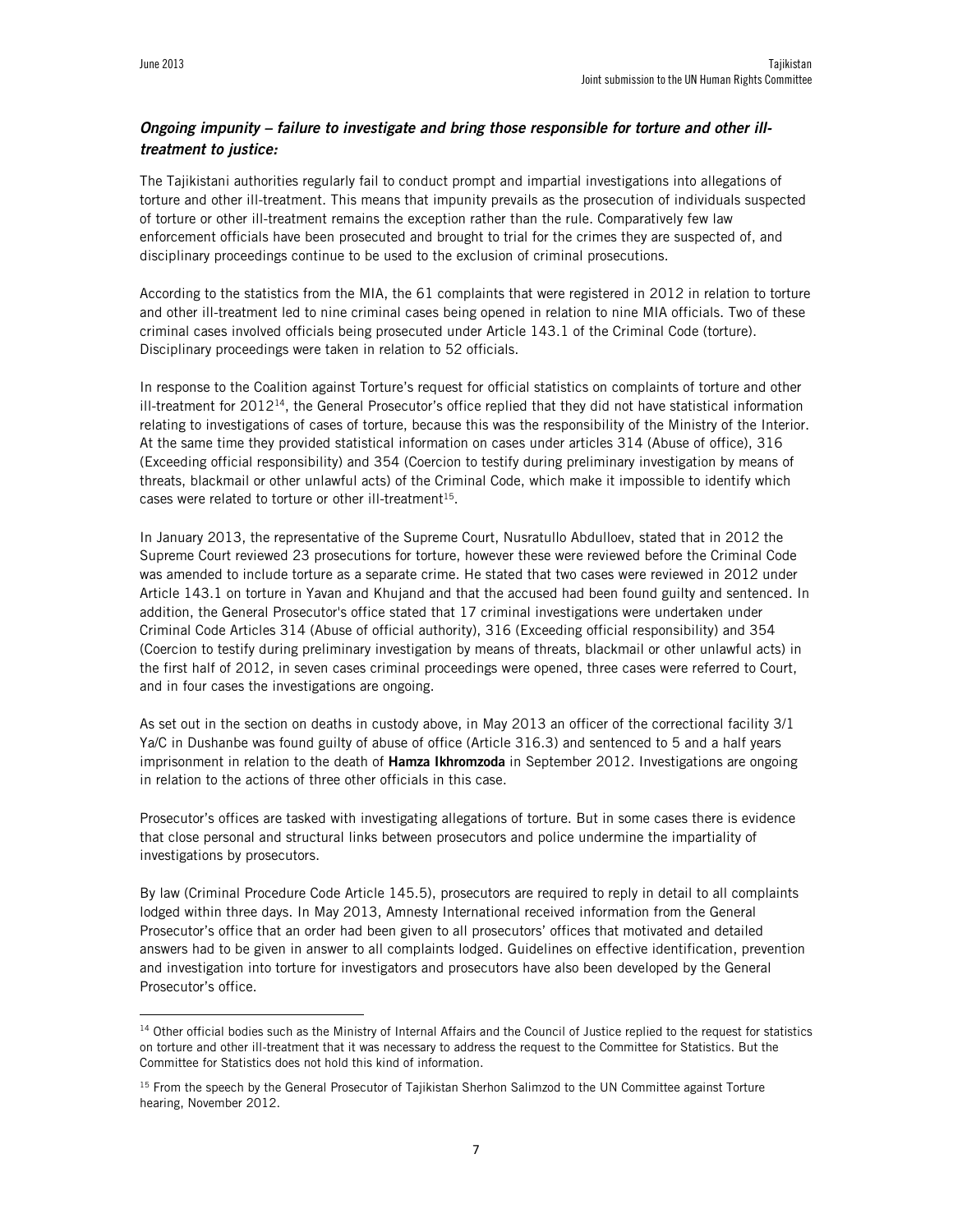### *Ongoing impunity – failure to investigate and bring those responsible for torture and other ill-treatment to justice:*

The Tajikistani authorities regularly fail to conduct prompt and impartial investigations into allegations of torture and other ill-treatment. This means that impunity prevails as the prosecution of individuals suspected of torture or other ill-treatment remains the exception rather than the rule. Comparatively few law enforcement officials have been prosecuted and brought to trial for the crimes they are suspected of, and disciplinary proceedings continue to be used to the exclusion of criminal prosecutions.

According to the statistics from the MIA, the 61 complaints that were registered in 2012 in relation to torture and other ill-treatment led to nine criminal cases being opened in relation to nine MIA officials. Two of these criminal cases involved officials being prosecuted under Article 143.1 of the Criminal Code (torture). Disciplinary proceedings were taken in relation to 52 officials.

In response to the Coalition against Torture's request for official statistics on complaints of torture and other ill-treatment for 2012[14], the General Prosecutor's office replied that they did not have statistical information relating to investigations of cases of torture, because this was the responsibility of the Ministry of the Interior. At the same time they provided statistical information on cases under articles 314 (Abuse of office), 316 (Exceeding official responsibility) and 354 (Coercion to testify during preliminary investigation by means of threats, blackmail or other unlawful acts) of the Criminal Code, which make it impossible to identify which cases were related to torture or other ill-treatment[15].

In January 2013, the representative of the Supreme Court, Nusratullo Abdulloev, stated that in 2012 the Supreme Court reviewed 23 prosecutions for torture, however these were reviewed before the Criminal Code was amended to include torture as a separate crime. He stated that two cases were reviewed in 2012 under Article 143.1 on torture in Yavan and Khujand and that the accused had been found guilty and sentenced. In addition, the General Prosecutor's office stated that 17 criminal investigations were undertaken under Criminal Code Articles 314 (Abuse of official authority), 316 (Exceeding official responsibility) and 354 (Coercion to testify during preliminary investigation by means of threats, blackmail or other unlawful acts) in the first half of 2012, in seven cases criminal proceedings were opened, three cases were referred to Court, and in four cases the investigations are ongoing.

As set out in the section on deaths in custody above, in May 2013 an officer of the correctional facility 3/1 Ya/C in Dushanbe was found guilty of abuse of office (Article 316.3) and sentenced to 5 and a half years imprisonment in relation to the death of **Hamza Ikhromzoda** in September 2012. Investigations are ongoing in relation to the actions of three other officials in this case.

Prosecutor's offices are tasked with investigating allegations of torture. But in some cases there is evidence that close personal and structural links between prosecutors and police undermine the impartiality of investigations by prosecutors.

By law (Criminal Procedure Code Article 145.5), prosecutors are required to reply in detail to all complaints lodged within three days. In May 2013, Amnesty International received information from the General Prosecutor's office that an order had been given to all prosecutors' offices that motivated and detailed answers had to be given in answer to all complaints lodged. Guidelines on effective identification, prevention and investigation into torture for investigators and prosecutors have also been developed by the General Prosecutor's office.

---

[14] Other official bodies such as the Ministry of Internal Affairs and the Council of Justice replied to the request for statistics on torture and other ill-treatment that it was necessary to address the request to the Committee for Statistics. But the Committee for Statistics does not hold this kind of information.

[15] From the speech by the General Prosecutor of Tajikistan Sherhon Salimzod to the UN Committee against Torture hearing, November 2012.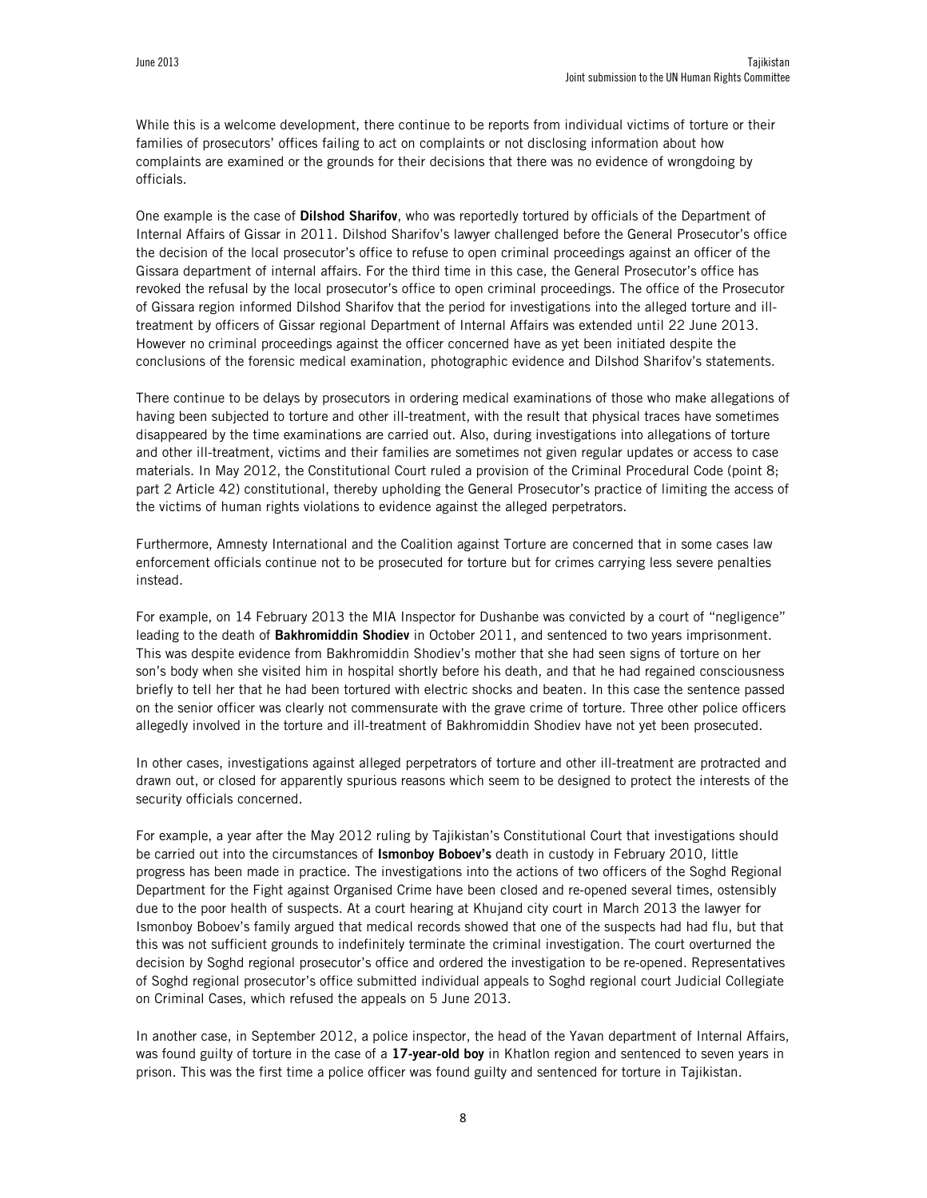While this is a welcome development, there continue to be reports from individual victims of torture or their families of prosecutors' offices failing to act on complaints or not disclosing information about how complaints are examined or the grounds for their decisions that there was no evidence of wrongdoing by officials.

One example is the case of **Dilshod Sharifov**, who was reportedly tortured by officials of the Department of Internal Affairs of Gissar in 2011. Dilshod Sharifov's lawyer challenged before the General Prosecutor's office the decision of the local prosecutor's office to refuse to open criminal proceedings against an officer of the Gissara department of internal affairs. For the third time in this case, the General Prosecutor's office has revoked the refusal by the local prosecutor's office to open criminal proceedings. The office of the Prosecutor of Gissara region informed Dilshod Sharifov that the period for investigations into the alleged torture and ill-treatment by officers of Gissar regional Department of Internal Affairs was extended until 22 June 2013. However no criminal proceedings against the officer concerned have as yet been initiated despite the conclusions of the forensic medical examination, photographic evidence and Dilshod Sharifov's statements.

There continue to be delays by prosecutors in ordering medical examinations of those who make allegations of having been subjected to torture and other ill-treatment, with the result that physical traces have sometimes disappeared by the time examinations are carried out. Also, during investigations into allegations of torture and other ill-treatment, victims and their families are sometimes not given regular updates or access to case materials. In May 2012, the Constitutional Court ruled a provision of the Criminal Procedural Code (point 8; part 2 Article 42) constitutional, thereby upholding the General Prosecutor's practice of limiting the access of the victims of human rights violations to evidence against the alleged perpetrators.

Furthermore, Amnesty International and the Coalition against Torture are concerned that in some cases law enforcement officials continue not to be prosecuted for torture but for crimes carrying less severe penalties instead.

For example, on 14 February 2013 the MIA Inspector for Dushanbe was convicted by a court of "negligence" leading to the death of **Bakhromiddin Shodiev** in October 2011, and sentenced to two years imprisonment. This was despite evidence from Bakhromiddin Shodiev's mother that she had seen signs of torture on her son's body when she visited him in hospital shortly before his death, and that he had regained consciousness briefly to tell her that he had been tortured with electric shocks and beaten. In this case the sentence passed on the senior officer was clearly not commensurate with the grave crime of torture. Three other police officers allegedly involved in the torture and ill-treatment of Bakhromiddin Shodiev have not yet been prosecuted.

In other cases, investigations against alleged perpetrators of torture and other ill-treatment are protracted and drawn out, or closed for apparently spurious reasons which seem to be designed to protect the interests of the security officials concerned.

For example, a year after the May 2012 ruling by Tajikistan's Constitutional Court that investigations should be carried out into the circumstances of **Ismonboy Boboev's** death in custody in February 2010, little progress has been made in practice. The investigations into the actions of two officers of the Soghd Regional Department for the Fight against Organised Crime have been closed and re-opened several times, ostensibly due to the poor health of suspects. At a court hearing at Khujand city court in March 2013 the lawyer for Ismonboy Boboev's family argued that medical records showed that one of the suspects had had flu, but that this was not sufficient grounds to indefinitely terminate the criminal investigation. The court overturned the decision by Soghd regional prosecutor's office and ordered the investigation to be re-opened. Representatives of Soghd regional prosecutor's office submitted individual appeals to Soghd regional court Judicial Collegiate on Criminal Cases, which refused the appeals on 5 June 2013.

In another case, in September 2012, a police inspector, the head of the Yavan department of Internal Affairs, was found guilty of torture in the case of a **17-year-old boy** in Khatlon region and sentenced to seven years in prison. This was the first time a police officer was found guilty and sentenced for torture in Tajikistan.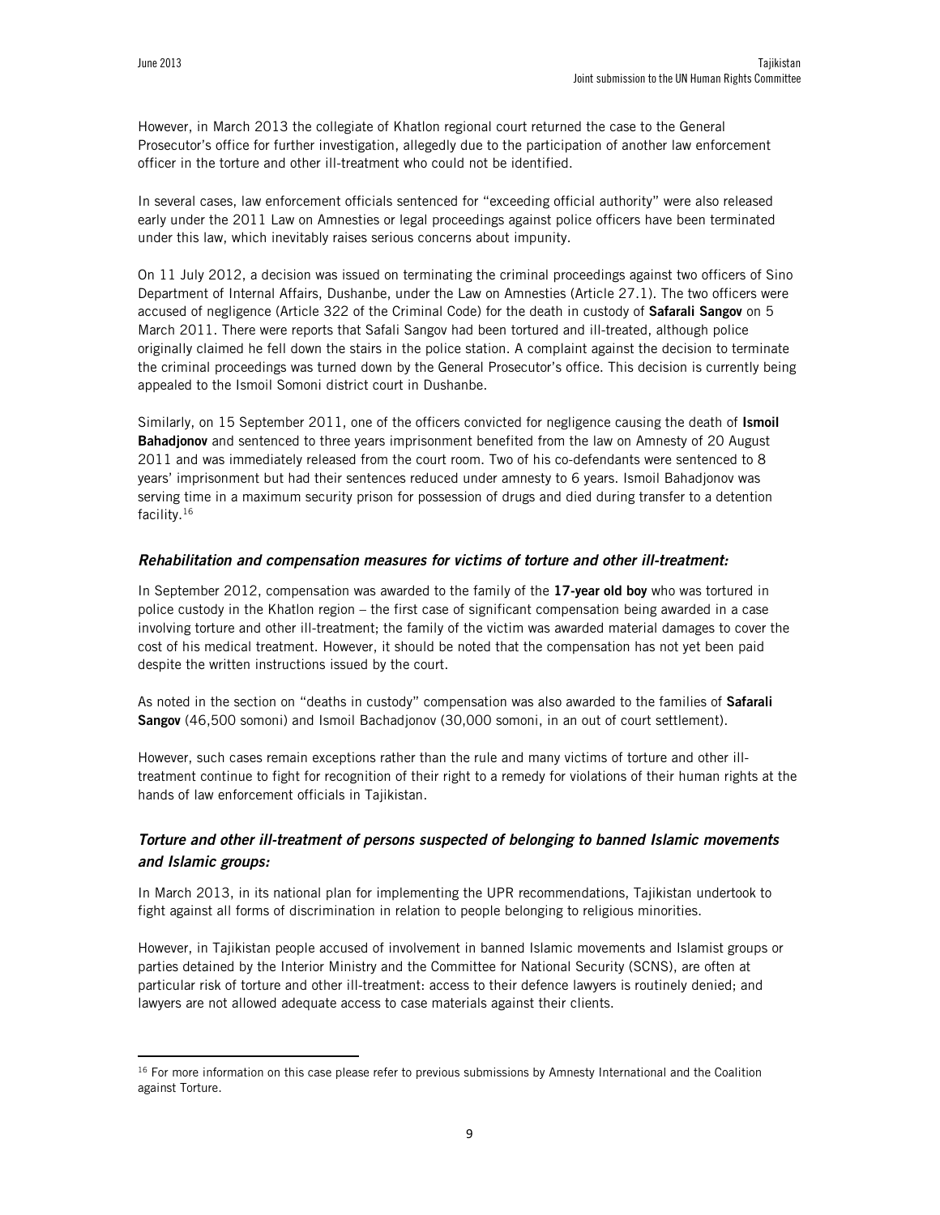However, in March 2013 the collegiate of Khatlon regional court returned the case to the General Prosecutor's office for further investigation, allegedly due to the participation of another law enforcement officer in the torture and other ill-treatment who could not be identified.

In several cases, law enforcement officials sentenced for "exceeding official authority" were also released early under the 2011 Law on Amnesties or legal proceedings against police officers have been terminated under this law, which inevitably raises serious concerns about impunity.

On 11 July 2012, a decision was issued on terminating the criminal proceedings against two officers of Sino Department of Internal Affairs, Dushanbe, under the Law on Amnesties (Article 27.1). The two officers were accused of negligence (Article 322 of the Criminal Code) for the death in custody of **Safarali Sangov** on 5 March 2011. There were reports that Safali Sangov had been tortured and ill-treated, although police originally claimed he fell down the stairs in the police station. A complaint against the decision to terminate the criminal proceedings was turned down by the General Prosecutor's office. This decision is currently being appealed to the Ismoil Somoni district court in Dushanbe.

Similarly, on 15 September 2011, one of the officers convicted for negligence causing the death of **Ismoil Bahadjonov** and sentenced to three years imprisonment benefited from the law on Amnesty of 20 August 2011 and was immediately released from the court room. Two of his co-defendants were sentenced to 8 years' imprisonment but had their sentences reduced under amnesty to 6 years. Ismoil Bahadjonov was serving time in a maximum security prison for possession of drugs and died during transfer to a detention facility.[16]

### *Rehabilitation and compensation measures for victims of torture and other ill-treatment:*

In September 2012, compensation was awarded to the family of the **17-year old boy** who was tortured in police custody in the Khatlon region – the first case of significant compensation being awarded in a case involving torture and other ill-treatment; the family of the victim was awarded material damages to cover the cost of his medical treatment. However, it should be noted that the compensation has not yet been paid despite the written instructions issued by the court.

As noted in the section on "deaths in custody" compensation was also awarded to the families of **Safarali Sangov** (46,500 somoni) and Ismoil Bachadjonov (30,000 somoni, in an out of court settlement).

However, such cases remain exceptions rather than the rule and many victims of torture and other ill-treatment continue to fight for recognition of their right to a remedy for violations of their human rights at the hands of law enforcement officials in Tajikistan.

### *Torture and other ill-treatment of persons suspected of belonging to banned Islamic movements and Islamic groups:*

In March 2013, in its national plan for implementing the UPR recommendations, Tajikistan undertook to fight against all forms of discrimination in relation to people belonging to religious minorities.

However, in Tajikistan people accused of involvement in banned Islamic movements and Islamist groups or parties detained by the Interior Ministry and the Committee for National Security (SCNS), are often at particular risk of torture and other ill-treatment: access to their defence lawyers is routinely denied; and lawyers are not allowed adequate access to case materials against their clients.

[16] For more information on this case please refer to previous submissions by Amnesty International and the Coalition against Torture.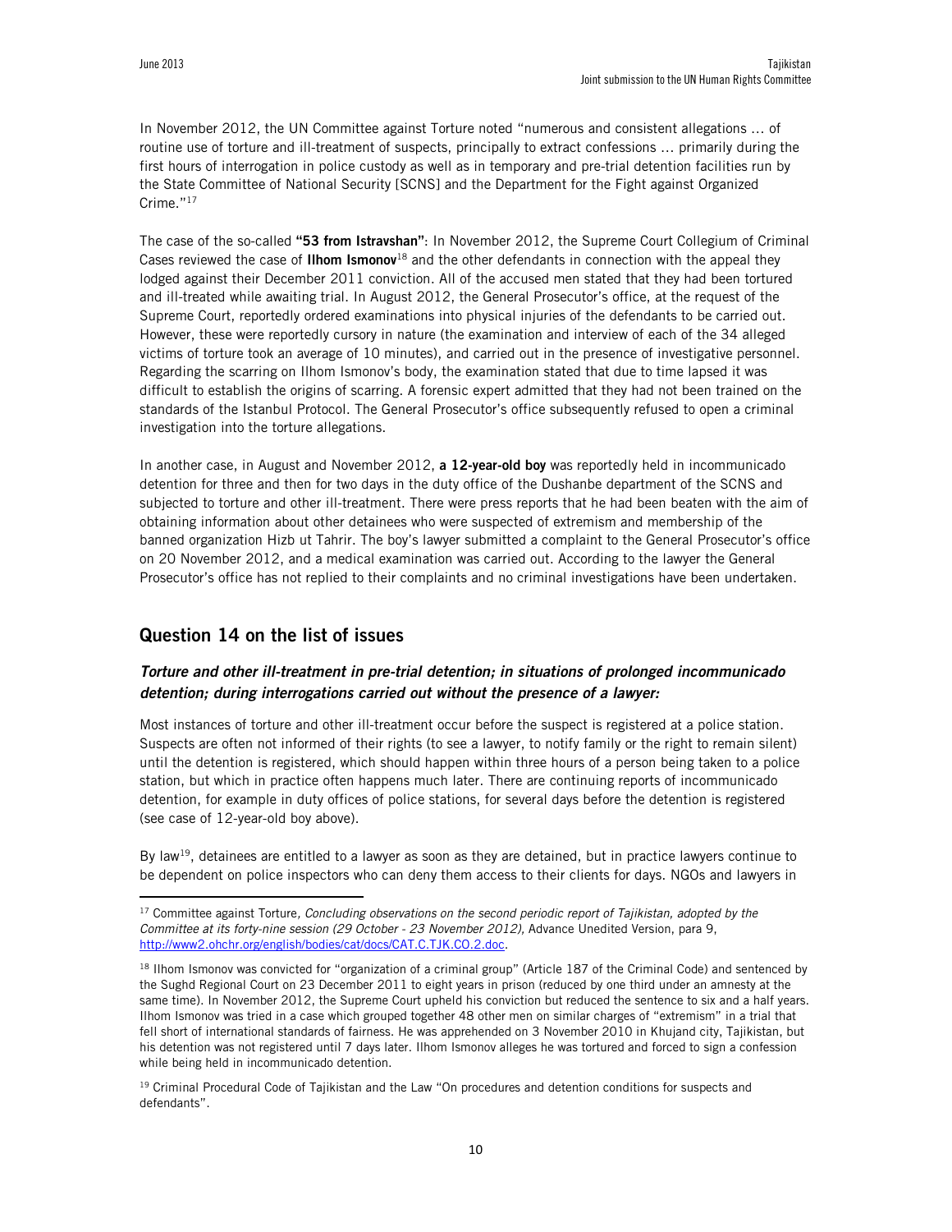In November 2012, the UN Committee against Torture noted "numerous and consistent allegations … of routine use of torture and ill-treatment of suspects, principally to extract confessions … primarily during the first hours of interrogation in police custody as well as in temporary and pre-trial detention facilities run by the State Committee of National Security [SCNS] and the Department for the Fight against Organized Crime."[17]

The case of the so-called **"53 from Istravshan"**: In November 2012, the Supreme Court Collegium of Criminal Cases reviewed the case of **Ilhom Ismonov**[18] and the other defendants in connection with the appeal they lodged against their December 2011 conviction. All of the accused men stated that they had been tortured and ill-treated while awaiting trial. In August 2012, the General Prosecutor's office, at the request of the Supreme Court, reportedly ordered examinations into physical injuries of the defendants to be carried out. However, these were reportedly cursory in nature (the examination and interview of each of the 34 alleged victims of torture took an average of 10 minutes), and carried out in the presence of investigative personnel. Regarding the scarring on Ilhom Ismonov's body, the examination stated that due to time lapsed it was difficult to establish the origins of scarring. A forensic expert admitted that they had not been trained on the standards of the Istanbul Protocol. The General Prosecutor's office subsequently refused to open a criminal investigation into the torture allegations.

In another case, in August and November 2012, **a 12-year-old boy** was reportedly held in incommunicado detention for three and then for two days in the duty office of the Dushanbe department of the SCNS and subjected to torture and other ill-treatment. There were press reports that he had been beaten with the aim of obtaining information about other detainees who were suspected of extremism and membership of the banned organization Hizb ut Tahrir. The boy's lawyer submitted a complaint to the General Prosecutor's office on 20 November 2012, and a medical examination was carried out. According to the lawyer the General Prosecutor's office has not replied to their complaints and no criminal investigations have been undertaken.

## Question 14 on the list of issues

### *Torture and other ill-treatment in pre-trial detention; in situations of prolonged incommunicado detention; during interrogations carried out without the presence of a lawyer:*

Most instances of torture and other ill-treatment occur before the suspect is registered at a police station. Suspects are often not informed of their rights (to see a lawyer, to notify family or the right to remain silent) until the detention is registered, which should happen within three hours of a person being taken to a police station, but which in practice often happens much later. There are continuing reports of incommunicado detention, for example in duty offices of police stations, for several days before the detention is registered (see case of 12-year-old boy above).

By law[19], detainees are entitled to a lawyer as soon as they are detained, but in practice lawyers continue to be dependent on police inspectors who can deny them access to their clients for days. NGOs and lawyers in

---

[17] Committee against Torture, *Concluding observations on the second periodic report of Tajikistan, adopted by the Committee at its forty-nine session (29 October - 23 November 2012),* Advance Unedited Version, para 9, http://www2.ohchr.org/english/bodies/cat/docs/CAT.C.TJK.CO.2.doc.

[18] Ilhom Ismonov was convicted for "organization of a criminal group" (Article 187 of the Criminal Code) and sentenced by the Sughd Regional Court on 23 December 2011 to eight years in prison (reduced by one third under an amnesty at the same time). In November 2012, the Supreme Court upheld his conviction but reduced the sentence to six and a half years. Ilhom Ismonov was tried in a case which grouped together 48 other men on similar charges of "extremism" in a trial that fell short of international standards of fairness. He was apprehended on 3 November 2010 in Khujand city, Tajikistan, but his detention was not registered until 7 days later. Ilhom Ismonov alleges he was tortured and forced to sign a confession while being held in incommunicado detention.

[19] Criminal Procedural Code of Tajikistan and the Law "On procedures and detention conditions for suspects and defendants".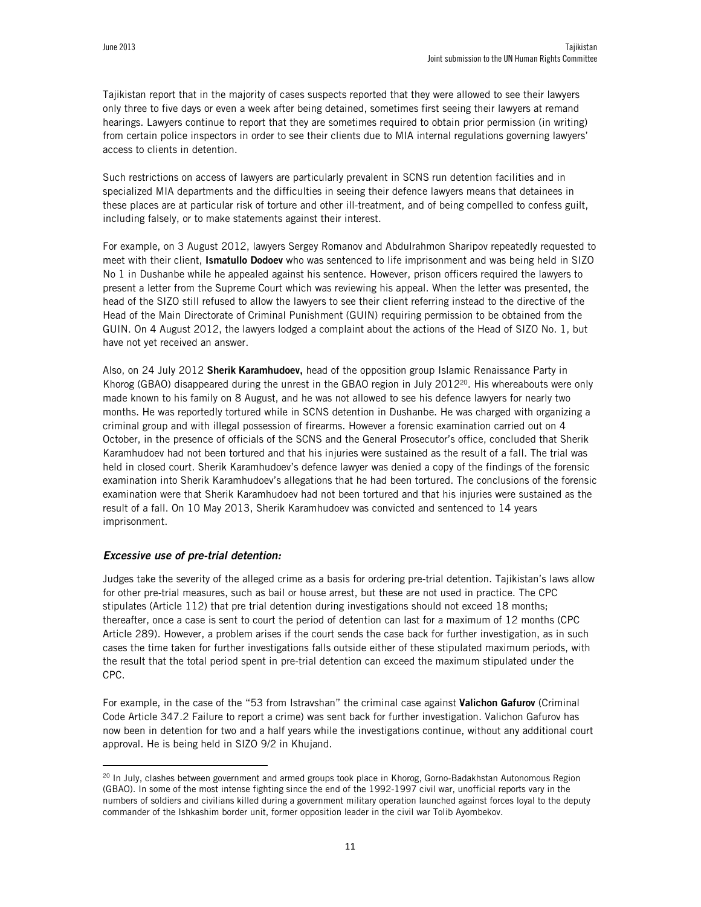Tajikistan report that in the majority of cases suspects reported that they were allowed to see their lawyers only three to five days or even a week after being detained, sometimes first seeing their lawyers at remand hearings. Lawyers continue to report that they are sometimes required to obtain prior permission (in writing) from certain police inspectors in order to see their clients due to MIA internal regulations governing lawyers' access to clients in detention.

Such restrictions on access of lawyers are particularly prevalent in SCNS run detention facilities and in specialized MIA departments and the difficulties in seeing their defence lawyers means that detainees in these places are at particular risk of torture and other ill-treatment, and of being compelled to confess guilt, including falsely, or to make statements against their interest.

For example, on 3 August 2012, lawyers Sergey Romanov and Abdulrahmon Sharipov repeatedly requested to meet with their client, **Ismatullo Dodoev** who was sentenced to life imprisonment and was being held in SIZO No 1 in Dushanbe while he appealed against his sentence. However, prison officers required the lawyers to present a letter from the Supreme Court which was reviewing his appeal. When the letter was presented, the head of the SIZO still refused to allow the lawyers to see their client referring instead to the directive of the Head of the Main Directorate of Criminal Punishment (GUIN) requiring permission to be obtained from the GUIN. On 4 August 2012, the lawyers lodged a complaint about the actions of the Head of SIZO No. 1, but have not yet received an answer.

Also, on 24 July 2012 **Sherik Karamhudoev,** head of the opposition group Islamic Renaissance Party in Khorog (GBAO) disappeared during the unrest in the GBAO region in July 2012[20]. His whereabouts were only made known to his family on 8 August, and he was not allowed to see his defence lawyers for nearly two months. He was reportedly tortured while in SCNS detention in Dushanbe. He was charged with organizing a criminal group and with illegal possession of firearms. However a forensic examination carried out on 4 October, in the presence of officials of the SCNS and the General Prosecutor's office, concluded that Sherik Karamhudoev had not been tortured and that his injuries were sustained as the result of a fall. The trial was held in closed court. Sherik Karamhudoev's defence lawyer was denied a copy of the findings of the forensic examination into Sherik Karamhudoev's allegations that he had been tortured. The conclusions of the forensic examination were that Sherik Karamhudoev had not been tortured and that his injuries were sustained as the result of a fall. On 10 May 2013, Sherik Karamhudoev was convicted and sentenced to 14 years imprisonment.

### *Excessive use of pre-trial detention:*

Judges take the severity of the alleged crime as a basis for ordering pre-trial detention. Tajikistan's laws allow for other pre-trial measures, such as bail or house arrest, but these are not used in practice. The CPC stipulates (Article 112) that pre trial detention during investigations should not exceed 18 months; thereafter, once a case is sent to court the period of detention can last for a maximum of 12 months (CPC Article 289). However, a problem arises if the court sends the case back for further investigation, as in such cases the time taken for further investigations falls outside either of these stipulated maximum periods, with the result that the total period spent in pre-trial detention can exceed the maximum stipulated under the CPC.

For example, in the case of the "53 from Istravshan" the criminal case against **Valichon Gafurov** (Criminal Code Article 347.2 Failure to report a crime) was sent back for further investigation. Valichon Gafurov has now been in detention for two and a half years while the investigations continue, without any additional court approval. He is being held in SIZO 9/2 in Khujand.

[20] In July, clashes between government and armed groups took place in Khorog, Gorno-Badakhstan Autonomous Region (GBAO). In some of the most intense fighting since the end of the 1992-1997 civil war, unofficial reports vary in the numbers of soldiers and civilians killed during a government military operation launched against forces loyal to the deputy commander of the Ishkashim border unit, former opposition leader in the civil war Tolib Ayombekov.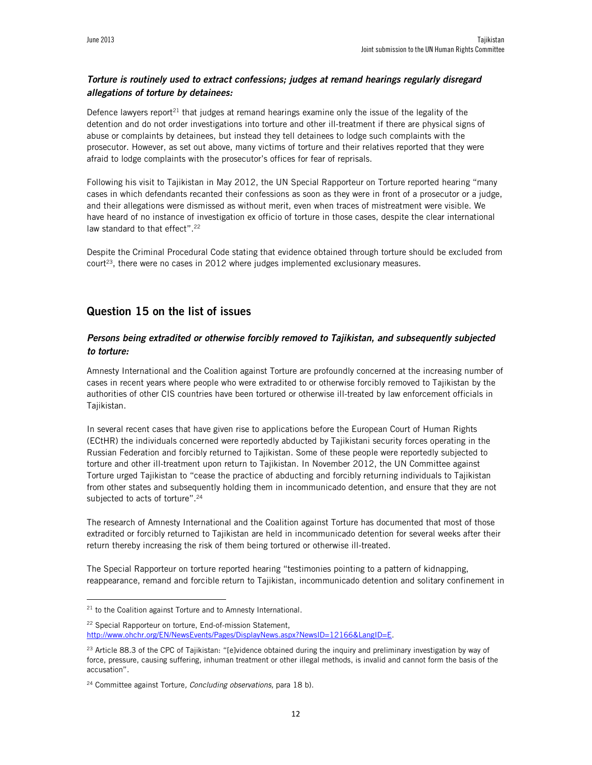### *Torture is routinely used to extract confessions; judges at remand hearings regularly disregard allegations of torture by detainees:*

Defence lawyers report[21] that judges at remand hearings examine only the issue of the legality of the detention and do not order investigations into torture and other ill-treatment if there are physical signs of abuse or complaints by detainees, but instead they tell detainees to lodge such complaints with the prosecutor. However, as set out above, many victims of torture and their relatives reported that they were afraid to lodge complaints with the prosecutor's offices for fear of reprisals.

Following his visit to Tajikistan in May 2012, the UN Special Rapporteur on Torture reported hearing "many cases in which defendants recanted their confessions as soon as they were in front of a prosecutor or a judge, and their allegations were dismissed as without merit, even when traces of mistreatment were visible. We have heard of no instance of investigation ex officio of torture in those cases, despite the clear international law standard to that effect".[22]

Despite the Criminal Procedural Code stating that evidence obtained through torture should be excluded from court[23], there were no cases in 2012 where judges implemented exclusionary measures.

## Question 15 on the list of issues

### *Persons being extradited or otherwise forcibly removed to Tajikistan, and subsequently subjected to torture:*

Amnesty International and the Coalition against Torture are profoundly concerned at the increasing number of cases in recent years where people who were extradited to or otherwise forcibly removed to Tajikistan by the authorities of other CIS countries have been tortured or otherwise ill-treated by law enforcement officials in Tajikistan.

In several recent cases that have given rise to applications before the European Court of Human Rights (ECtHR) the individuals concerned were reportedly abducted by Tajikistani security forces operating in the Russian Federation and forcibly returned to Tajikistan. Some of these people were reportedly subjected to torture and other ill-treatment upon return to Tajikistan. In November 2012, the UN Committee against Torture urged Tajikistan to "cease the practice of abducting and forcibly returning individuals to Tajikistan from other states and subsequently holding them in incommunicado detention, and ensure that they are not subjected to acts of torture".[24]

The research of Amnesty International and the Coalition against Torture has documented that most of those extradited or forcibly returned to Tajikistan are held in incommunicado detention for several weeks after their return thereby increasing the risk of them being tortured or otherwise ill-treated.

The Special Rapporteur on torture reported hearing "testimonies pointing to a pattern of kidnapping, reappearance, remand and forcible return to Tajikistan, incommunicado detention and solitary confinement in

---

[21] to the Coalition against Torture and to Amnesty International.

[22] Special Rapporteur on torture, End-of-mission Statement, http://www.ohchr.org/EN/NewsEvents/Pages/DisplayNews.aspx?NewsID=12166&LangID=E.

[23] Article 88.3 of the CPC of Tajikistan: "[e]vidence obtained during the inquiry and preliminary investigation by way of force, pressure, causing suffering, inhuman treatment or other illegal methods, is invalid and cannot form the basis of the accusation".

[24] Committee against Torture, *Concluding observations,* para 18 b).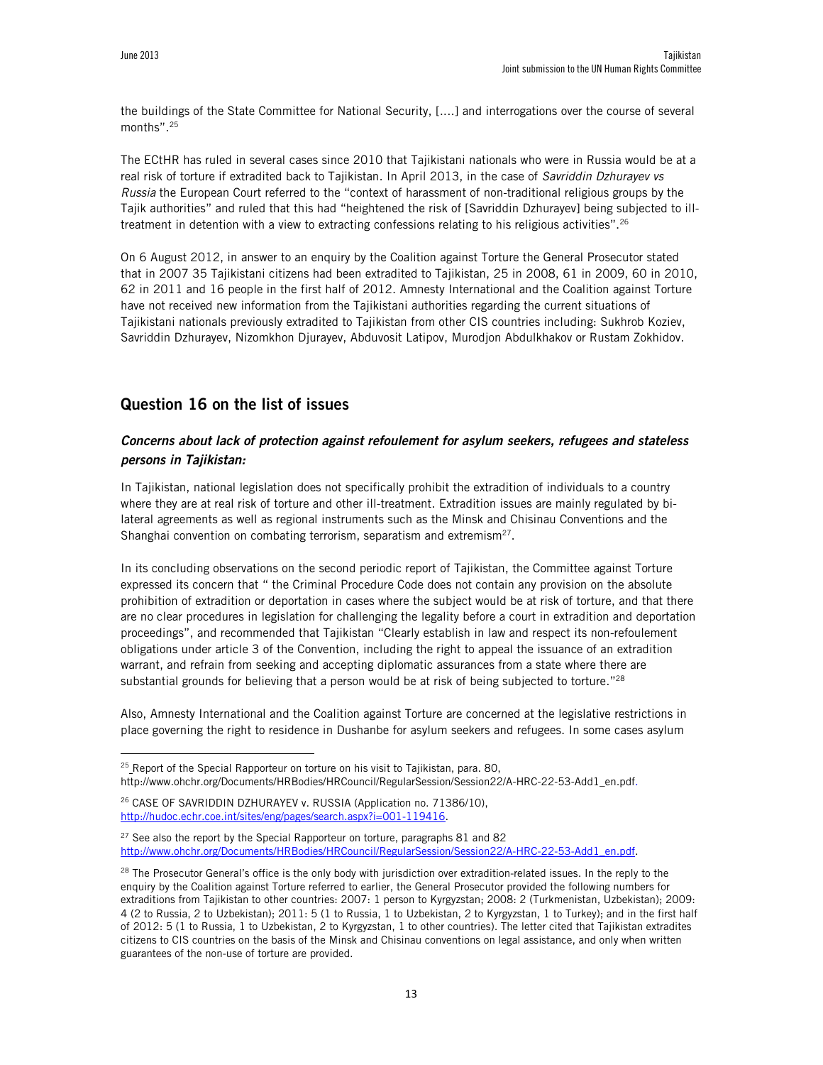the buildings of the State Committee for National Security, [....] and interrogations over the course of several months".[25]

The ECtHR has ruled in several cases since 2010 that Tajikistani nationals who were in Russia would be at a real risk of torture if extradited back to Tajikistan. In April 2013, in the case of *Savriddin Dzhurayev vs Russia* the European Court referred to the "context of harassment of non-traditional religious groups by the Tajik authorities" and ruled that this had "heightened the risk of [Savriddin Dzhurayev] being subjected to ill-treatment in detention with a view to extracting confessions relating to his religious activities".[26]

On 6 August 2012, in answer to an enquiry by the Coalition against Torture the General Prosecutor stated that in 2007 35 Tajikistani citizens had been extradited to Tajikistan, 25 in 2008, 61 in 2009, 60 in 2010, 62 in 2011 and 16 people in the first half of 2012. Amnesty International and the Coalition against Torture have not received new information from the Tajikistani authorities regarding the current situations of Tajikistani nationals previously extradited to Tajikistan from other CIS countries including: Sukhrob Koziev, Savriddin Dzhurayev, Nizomkhon Djurayev, Abduvosit Latipov, Murodjon Abdulkhakov or Rustam Zokhidov.

## Question 16 on the list of issues

### *Concerns about lack of protection against refoulement for asylum seekers, refugees and stateless persons in Tajikistan:*

In Tajikistan, national legislation does not specifically prohibit the extradition of individuals to a country where they are at real risk of torture and other ill-treatment. Extradition issues are mainly regulated by bi-lateral agreements as well as regional instruments such as the Minsk and Chisinau Conventions and the Shanghai convention on combating terrorism, separatism and extremism[27].

In its concluding observations on the second periodic report of Tajikistan, the Committee against Torture expressed its concern that " the Criminal Procedure Code does not contain any provision on the absolute prohibition of extradition or deportation in cases where the subject would be at risk of torture, and that there are no clear procedures in legislation for challenging the legality before a court in extradition and deportation proceedings", and recommended that Tajikistan "Clearly establish in law and respect its non-refoulement obligations under article 3 of the Convention, including the right to appeal the issuance of an extradition warrant, and refrain from seeking and accepting diplomatic assurances from a state where there are substantial grounds for believing that a person would be at risk of being subjected to torture."[28]

Also, Amnesty International and the Coalition against Torture are concerned at the legislative restrictions in place governing the right to residence in Dushanbe for asylum seekers and refugees. In some cases asylum

---

[25] Report of the Special Rapporteur on torture on his visit to Tajikistan, para. 80, http://www.ohchr.org/Documents/HRBodies/HRCouncil/RegularSession/Session22/A-HRC-22-53-Add1_en.pdf.

[26] CASE OF SAVRIDDIN DZHURAYEV v. RUSSIA (Application no. 71386/10), http://hudoc.echr.coe.int/sites/eng/pages/search.aspx?i=001-119416.

[27] See also the report by the Special Rapporteur on torture, paragraphs 81 and 82 http://www.ohchr.org/Documents/HRBodies/HRCouncil/RegularSession/Session22/A-HRC-22-53-Add1_en.pdf.

[28] The Prosecutor General's office is the only body with jurisdiction over extradition-related issues. In the reply to the enquiry by the Coalition against Torture referred to earlier, the General Prosecutor provided the following numbers for extraditions from Tajikistan to other countries: 2007: 1 person to Kyrgyzstan; 2008: 2 (Turkmenistan, Uzbekistan); 2009: 4 (2 to Russia, 2 to Uzbekistan); 2011: 5 (1 to Russia, 1 to Uzbekistan, 2 to Kyrgyzstan, 1 to Turkey); and in the first half of 2012: 5 (1 to Russia, 1 to Uzbekistan, 2 to Kyrgyzstan, 1 to other countries). The letter cited that Tajikistan extradites citizens to CIS countries on the basis of the Minsk and Chisinau conventions on legal assistance, and only when written guarantees of the non-use of torture are provided.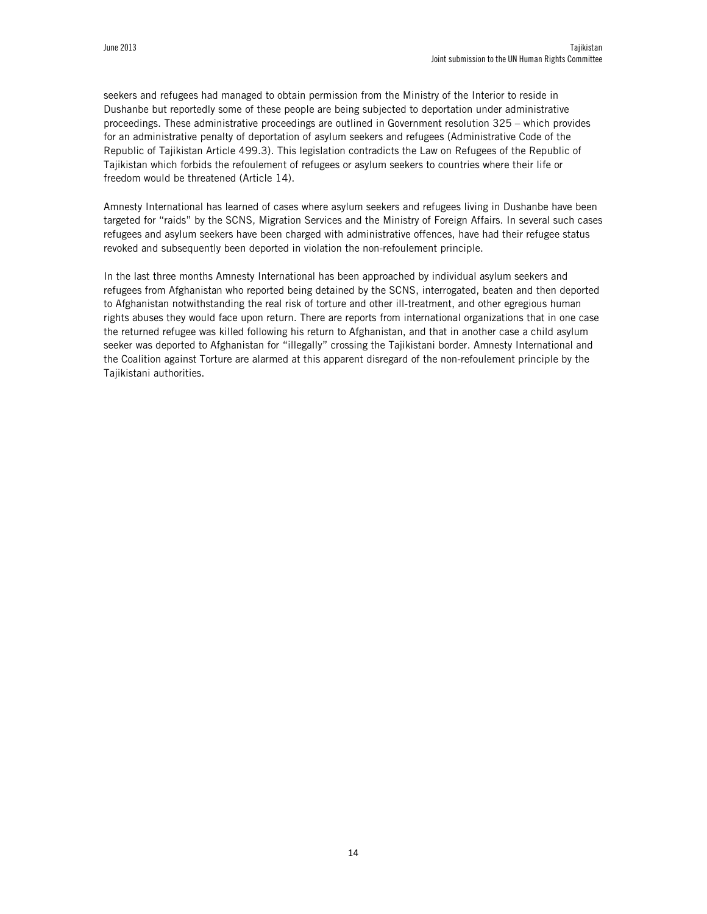seekers and refugees had managed to obtain permission from the Ministry of the Interior to reside in Dushanbe but reportedly some of these people are being subjected to deportation under administrative proceedings. These administrative proceedings are outlined in Government resolution 325 – which provides for an administrative penalty of deportation of asylum seekers and refugees (Administrative Code of the Republic of Tajikistan Article 499.3). This legislation contradicts the Law on Refugees of the Republic of Tajikistan which forbids the refoulement of refugees or asylum seekers to countries where their life or freedom would be threatened (Article 14).

Amnesty International has learned of cases where asylum seekers and refugees living in Dushanbe have been targeted for "raids" by the SCNS, Migration Services and the Ministry of Foreign Affairs. In several such cases refugees and asylum seekers have been charged with administrative offences, have had their refugee status revoked and subsequently been deported in violation the non-refoulement principle.

In the last three months Amnesty International has been approached by individual asylum seekers and refugees from Afghanistan who reported being detained by the SCNS, interrogated, beaten and then deported to Afghanistan notwithstanding the real risk of torture and other ill-treatment, and other egregious human rights abuses they would face upon return. There are reports from international organizations that in one case the returned refugee was killed following his return to Afghanistan, and that in another case a child asylum seeker was deported to Afghanistan for "illegally" crossing the Tajikistani border. Amnesty International and the Coalition against Torture are alarmed at this apparent disregard of the non-refoulement principle by the Tajikistani authorities.